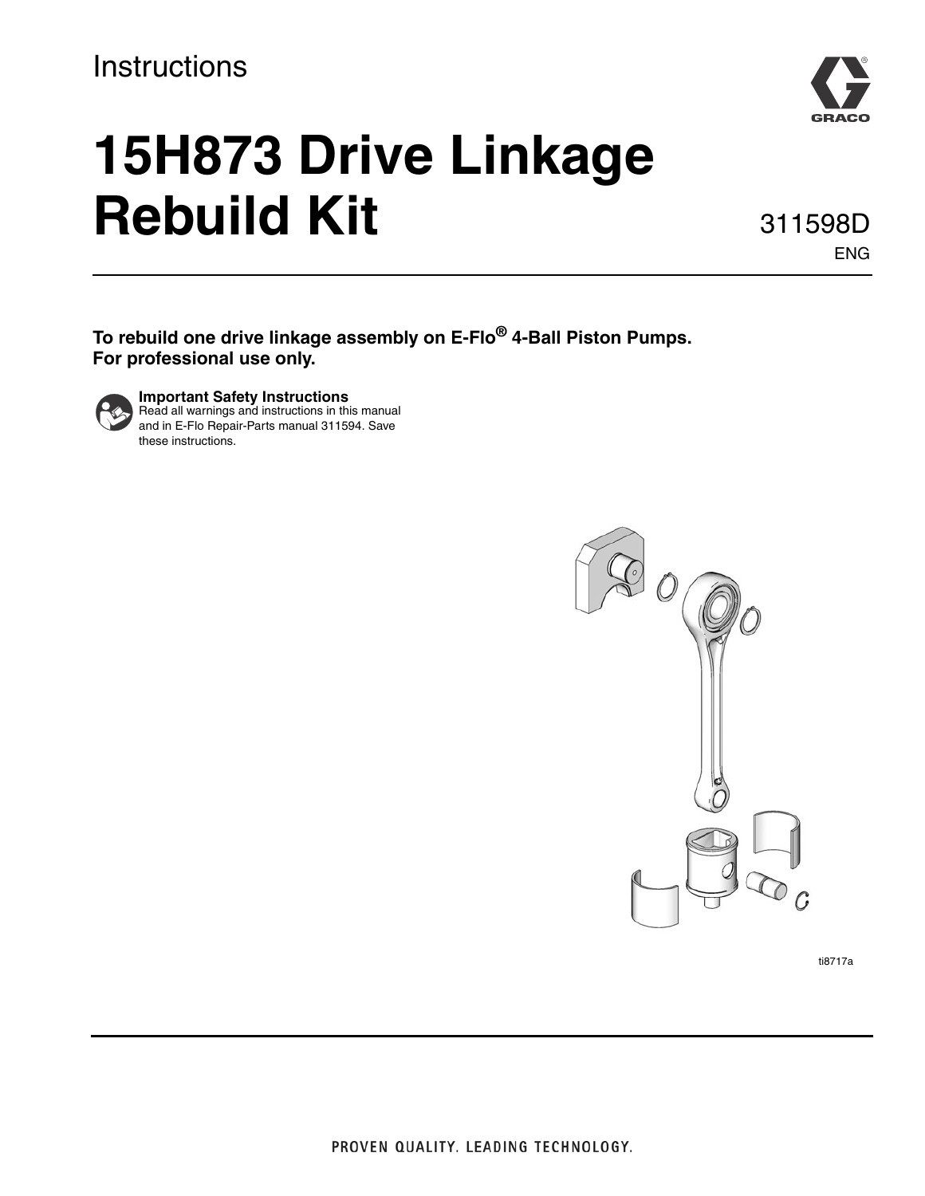Instructions

# 15H873 Drive Linkage Rebuild Kit

311598D

ENG

**To rebuild one drive linkage assembly on E-Flo® 4-Ball Piston Pumps. For professional use only.**

**Important Safety Instructions**
Read all warnings and instructions in this manual and in E-Flo Repair-Parts manual 311594. Save these instructions.

ti8717a

PROVEN QUALITY. LEADING TECHNOLOGY.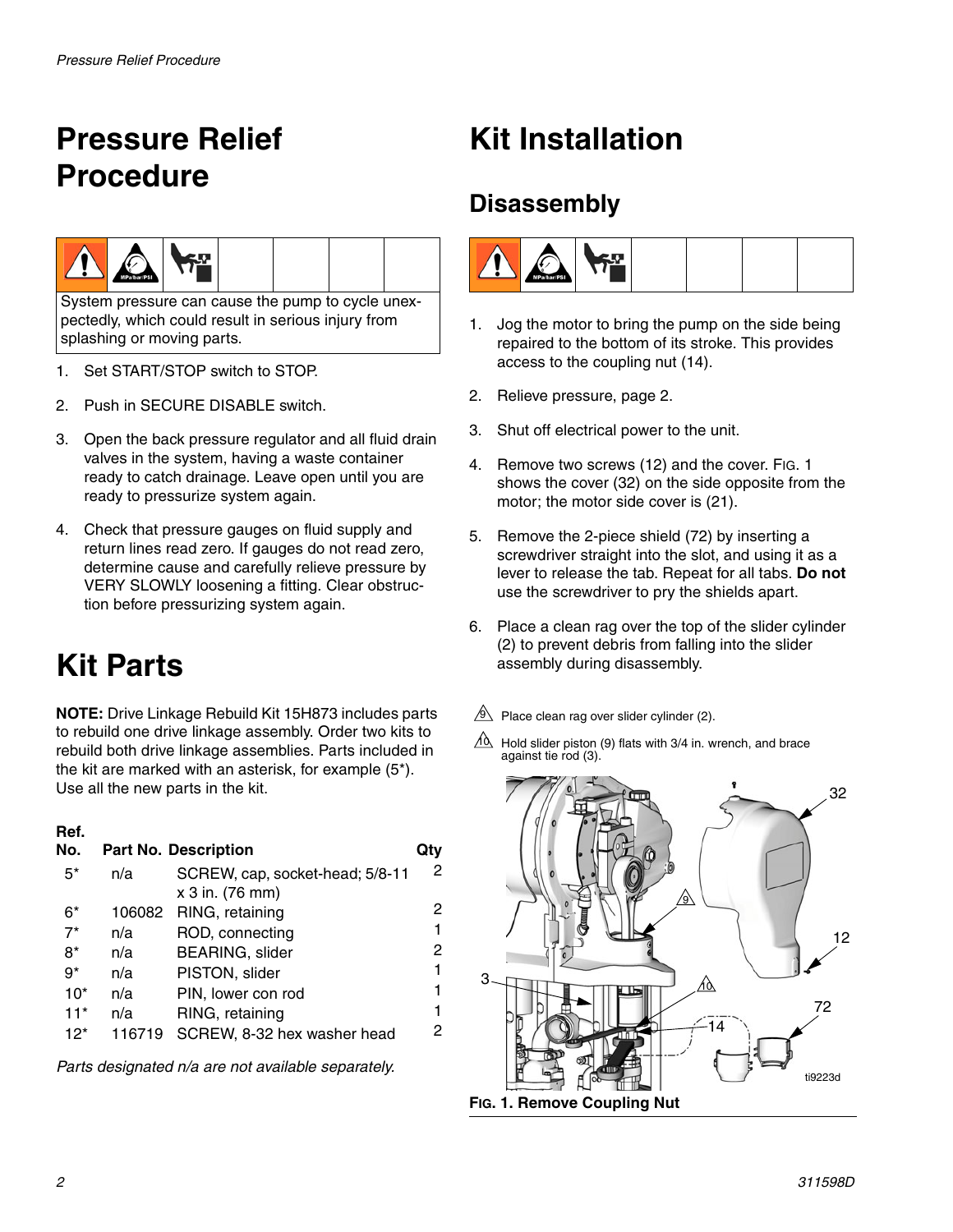# Pressure Relief Procedure

System pressure can cause the pump to cycle unexpectedly, which could result in serious injury from splashing or moving parts.

1. Set START/STOP switch to STOP.
2. Push in SECURE DISABLE switch.
3. Open the back pressure regulator and all fluid drain valves in the system, having a waste container ready to catch drainage. Leave open until you are ready to pressurize system again.
4. Check that pressure gauges on fluid supply and return lines read zero. If gauges do not read zero, determine cause and carefully relieve pressure by VERY SLOWLY loosening a fitting. Clear obstruction before pressurizing system again.

# Kit Parts

**NOTE:** Drive Linkage Rebuild Kit 15H873 includes parts to rebuild one drive linkage assembly. Order two kits to rebuild both drive linkage assemblies. Parts included in the kit are marked with an asterisk, for example (5*). Use all the new parts in the kit.

| Ref. No. | Part No. | Description | Qty |
|---|---|---|---|
| 5* | n/a | SCREW, cap, socket-head; 5/8-11 x 3 in. (76 mm) | 2 |
| 6* | 106082 | RING, retaining | 2 |
| 7* | n/a | ROD, connecting | 1 |
| 8* | n/a | BEARING, slider | 2 |
| 9* | n/a | PISTON, slider | 1 |
| 10* | n/a | PIN, lower con rod | 1 |
| 11* | n/a | RING, retaining | 1 |
| 12* | 116719 | SCREW, 8-32 hex washer head | 2 |

*Parts designated n/a are not available separately.*

# Kit Installation

## Disassembly

1. Jog the motor to bring the pump on the side being repaired to the bottom of its stroke. This provides access to the coupling nut (14).
2. Relieve pressure, page 2.
3. Shut off electrical power to the unit.
4. Remove two screws (12) and the cover. FIG. 1 shows the cover (32) on the side opposite from the motor; the motor side cover is (21).
5. Remove the 2-piece shield (72) by inserting a screwdriver straight into the slot, and using it as a lever to release the tab. Repeat for all tabs. **Do not** use the screwdriver to pry the shields apart.
6. Place a clean rag over the top of the slider cylinder (2) to prevent debris from falling into the slider assembly during disassembly.

9. Place clean rag over slider cylinder (2).

10. Hold slider piston (9) flats with 3/4 in. wrench, and brace against tie rod (3).

**FIG. 1. Remove Coupling Nut**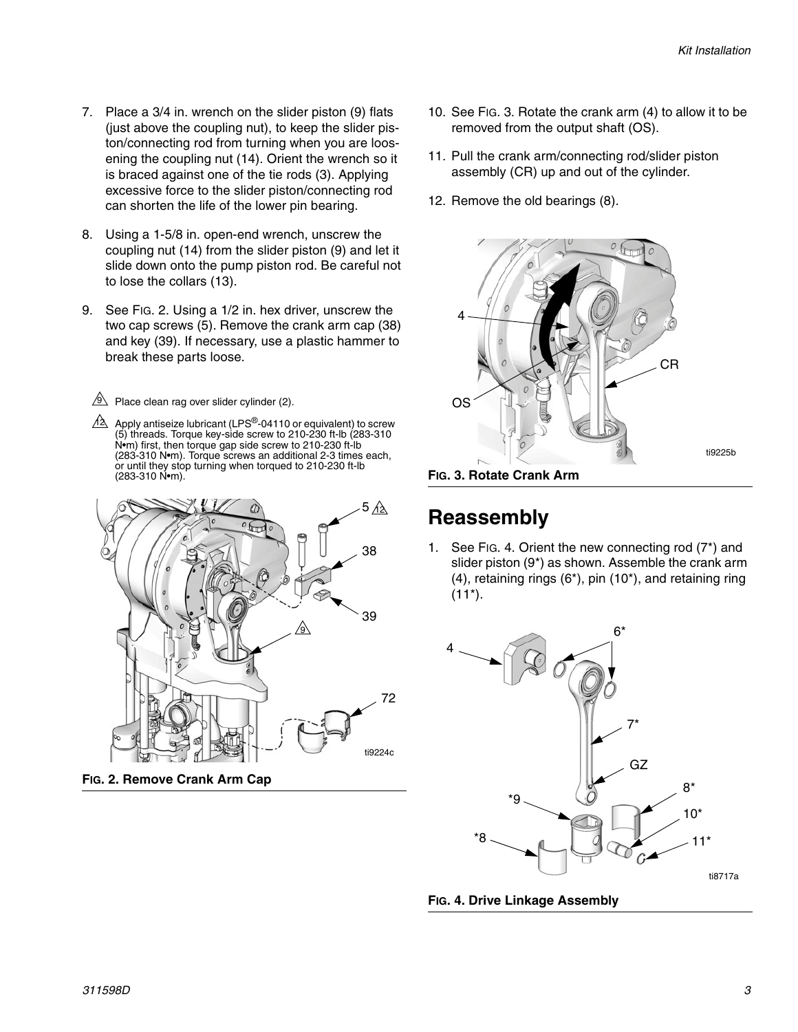7. Place a 3/4 in. wrench on the slider piston (9) flats (just above the coupling nut), to keep the slider piston/connecting rod from turning when you are loosening the coupling nut (14). Orient the wrench so it is braced against one of the tie rods (3). Applying excessive force to the slider piston/connecting rod can shorten the life of the lower pin bearing.

8. Using a 1-5/8 in. open-end wrench, unscrew the coupling nut (14) from the slider piston (9) and let it slide down onto the pump piston rod. Be careful not to lose the collars (13).

9. See FIG. 2. Using a 1/2 in. hex driver, unscrew the two cap screws (5). Remove the crank arm cap (38) and key (39). If necessary, use a plastic hammer to break these parts loose.

9 Place clean rag over slider cylinder (2).

12 Apply antiseize lubricant (LPS®-04110 or equivalent) to screw (5) threads. Torque key-side screw to 210-230 ft-lb (283-310 N•m) first, then torque gap side screw to 210-230 ft-lb (283-310 N•m). Torque screws an additional 2-3 times each, or until they stop turning when torqued to 210-230 ft-lb (283-310 N•m).

**FIG. 2. Remove Crank Arm Cap**

10. See FIG. 3. Rotate the crank arm (4) to allow it to be removed from the output shaft (OS).

11. Pull the crank arm/connecting rod/slider piston assembly (CR) up and out of the cylinder.

12. Remove the old bearings (8).

**FIG. 3. Rotate Crank Arm**

## Reassembly

1. See FIG. 4. Orient the new connecting rod (7*) and slider piston (9*) as shown. Assemble the crank arm (4), retaining rings (6*), pin (10*), and retaining ring (11*).

**FIG. 4. Drive Linkage Assembly**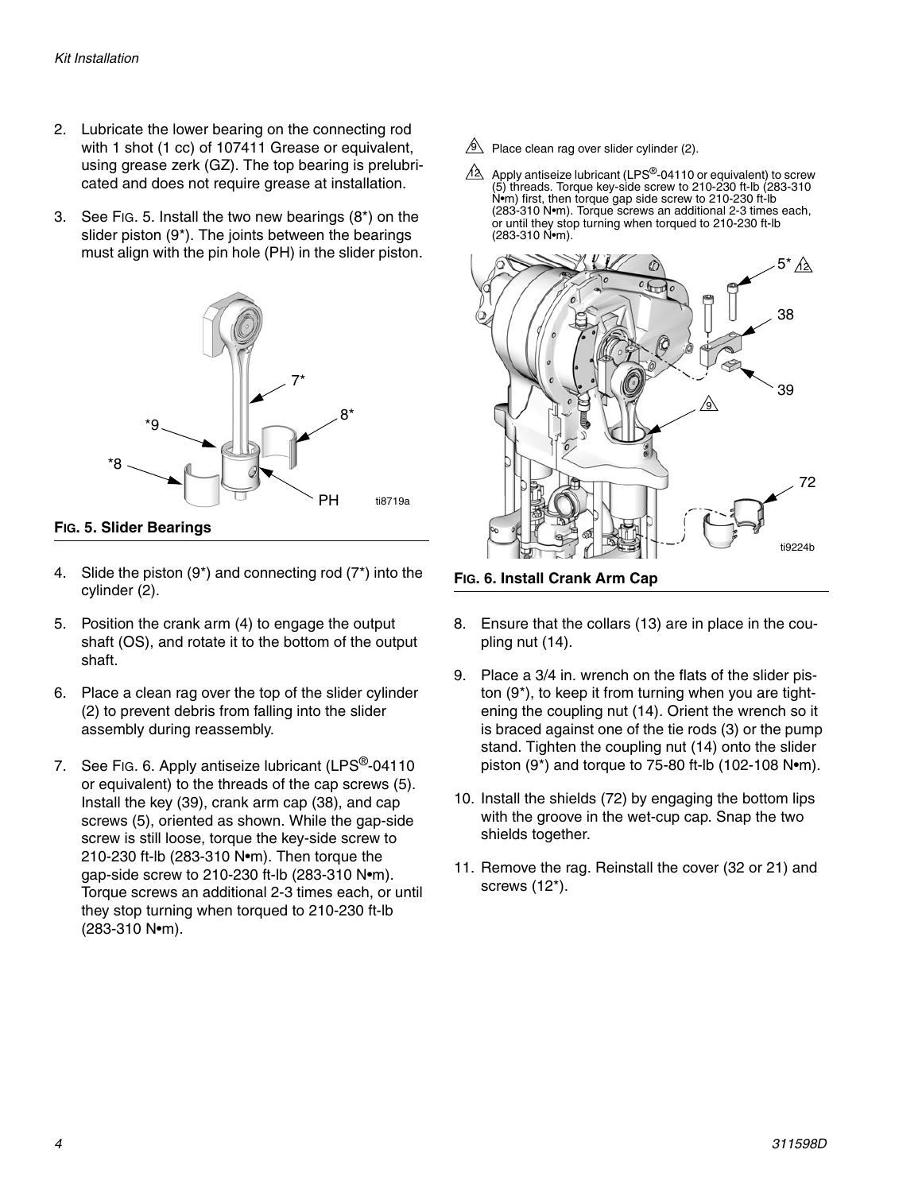2. Lubricate the lower bearing on the connecting rod with 1 shot (1 cc) of 107411 Grease or equivalent, using grease zerk (GZ). The top bearing is prelubricated and does not require grease at installation.

3. See FIG. 5. Install the two new bearings (8*) on the slider piston (9*). The joints between the bearings must align with the pin hole (PH) in the slider piston.

**FIG. 5. Slider Bearings**

4. Slide the piston (9*) and connecting rod (7*) into the cylinder (2).

5. Position the crank arm (4) to engage the output shaft (OS), and rotate it to the bottom of the output shaft.

6. Place a clean rag over the top of the slider cylinder (2) to prevent debris from falling into the slider assembly during reassembly.

7. See FIG. 6. Apply antiseize lubricant (LPS®-04110 or equivalent) to the threads of the cap screws (5). Install the key (39), crank arm cap (38), and cap screws (5), oriented as shown. While the gap-side screw is still loose, torque the key-side screw to 210-230 ft-lb (283-310 N•m). Then torque the gap-side screw to 210-230 ft-lb (283-310 N•m). Torque screws an additional 2-3 times each, or until they stop turning when torqued to 210-230 ft-lb (283-310 N•m).

9 Place clean rag over slider cylinder (2).

12 Apply antiseize lubricant (LPS®-04110 or equivalent) to screw (5) threads. Torque key-side screw to 210-230 ft-lb (283-310 N•m) first, then torque gap side screw to 210-230 ft-lb (283-310 N•m). Torque screws an additional 2-3 times each, or until they stop turning when torqued to 210-230 ft-lb (283-310 N•m).

**FIG. 6. Install Crank Arm Cap**

8. Ensure that the collars (13) are in place in the coupling nut (14).

9. Place a 3/4 in. wrench on the flats of the slider piston (9*), to keep it from turning when you are tightening the coupling nut (14). Orient the wrench so it is braced against one of the tie rods (3) or the pump stand. Tighten the coupling nut (14) onto the slider piston (9*) and torque to 75-80 ft-lb (102-108 N•m).

10. Install the shields (72) by engaging the bottom lips with the groove in the wet-cup cap. Snap the two shields together.

11. Remove the rag. Reinstall the cover (32 or 21) and screws (12*).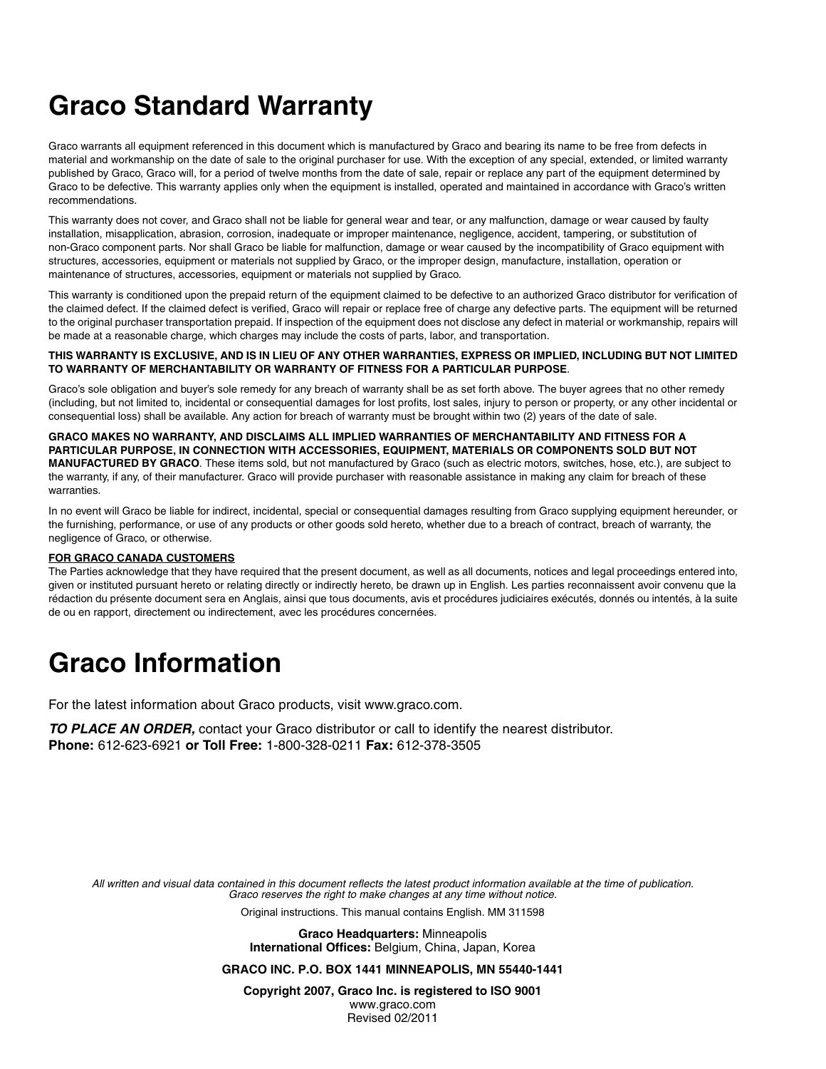# Graco Standard Warranty

Graco warrants all equipment referenced in this document which is manufactured by Graco and bearing its name to be free from defects in material and workmanship on the date of sale to the original purchaser for use. With the exception of any special, extended, or limited warranty published by Graco, Graco will, for a period of twelve months from the date of sale, repair or replace any part of the equipment determined by Graco to be defective. This warranty applies only when the equipment is installed, operated and maintained in accordance with Graco's written recommendations.

This warranty does not cover, and Graco shall not be liable for general wear and tear, or any malfunction, damage or wear caused by faulty installation, misapplication, abrasion, corrosion, inadequate or improper maintenance, negligence, accident, tampering, or substitution of non-Graco component parts. Nor shall Graco be liable for malfunction, damage or wear caused by the incompatibility of Graco equipment with structures, accessories, equipment or materials not supplied by Graco, or the improper design, manufacture, installation, operation or maintenance of structures, accessories, equipment or materials not supplied by Graco.

This warranty is conditioned upon the prepaid return of the equipment claimed to be defective to an authorized Graco distributor for verification of the claimed defect. If the claimed defect is verified, Graco will repair or replace free of charge any defective parts. The equipment will be returned to the original purchaser transportation prepaid. If inspection of the equipment does not disclose any defect in material or workmanship, repairs will be made at a reasonable charge, which charges may include the costs of parts, labor, and transportation.

**THIS WARRANTY IS EXCLUSIVE, AND IS IN LIEU OF ANY OTHER WARRANTIES, EXPRESS OR IMPLIED, INCLUDING BUT NOT LIMITED TO WARRANTY OF MERCHANTABILITY OR WARRANTY OF FITNESS FOR A PARTICULAR PURPOSE**.

Graco's sole obligation and buyer's sole remedy for any breach of warranty shall be as set forth above. The buyer agrees that no other remedy (including, but not limited to, incidental or consequential damages for lost profits, lost sales, injury to person or property, or any other incidental or consequential loss) shall be available. Any action for breach of warranty must be brought within two (2) years of the date of sale.

**GRACO MAKES NO WARRANTY, AND DISCLAIMS ALL IMPLIED WARRANTIES OF MERCHANTABILITY AND FITNESS FOR A PARTICULAR PURPOSE, IN CONNECTION WITH ACCESSORIES, EQUIPMENT, MATERIALS OR COMPONENTS SOLD BUT NOT MANUFACTURED BY GRACO**. These items sold, but not manufactured by Graco (such as electric motors, switches, hose, etc.), are subject to the warranty, if any, of their manufacturer. Graco will provide purchaser with reasonable assistance in making any claim for breach of these warranties.

In no event will Graco be liable for indirect, incidental, special or consequential damages resulting from Graco supplying equipment hereunder, or the furnishing, performance, or use of any products or other goods sold hereto, whether due to a breach of contract, breach of warranty, the negligence of Graco, or otherwise.

**FOR GRACO CANADA CUSTOMERS**

The Parties acknowledge that they have required that the present document, as well as all documents, notices and legal proceedings entered into, given or instituted pursuant hereto or relating directly or indirectly hereto, be drawn up in English. Les parties reconnaissent avoir convenu que la rédaction du présente document sera en Anglais, ainsi que tous documents, avis et procédures judiciaires exécutés, donnés ou intentés, à la suite de ou en rapport, directement ou indirectement, avec les procédures concernées.

# Graco Information

For the latest information about Graco products, visit www.graco.com.

***TO PLACE AN ORDER,*** contact your Graco distributor or call to identify the nearest distributor.
**Phone:** 612-623-6921 **or Toll Free:** 1-800-328-0211 **Fax:** 612-378-3505

*All written and visual data contained in this document reflects the latest product information available at the time of publication. Graco reserves the right to make changes at any time without notice.*

Original instructions. This manual contains English. MM 311598

**Graco Headquarters:** Minneapolis
**International Offices:** Belgium, China, Japan, Korea

**GRACO INC. P.O. BOX 1441 MINNEAPOLIS, MN 55440-1441**

**Copyright 2007, Graco Inc. is registered to ISO 9001**
www.graco.com
Revised 02/2011